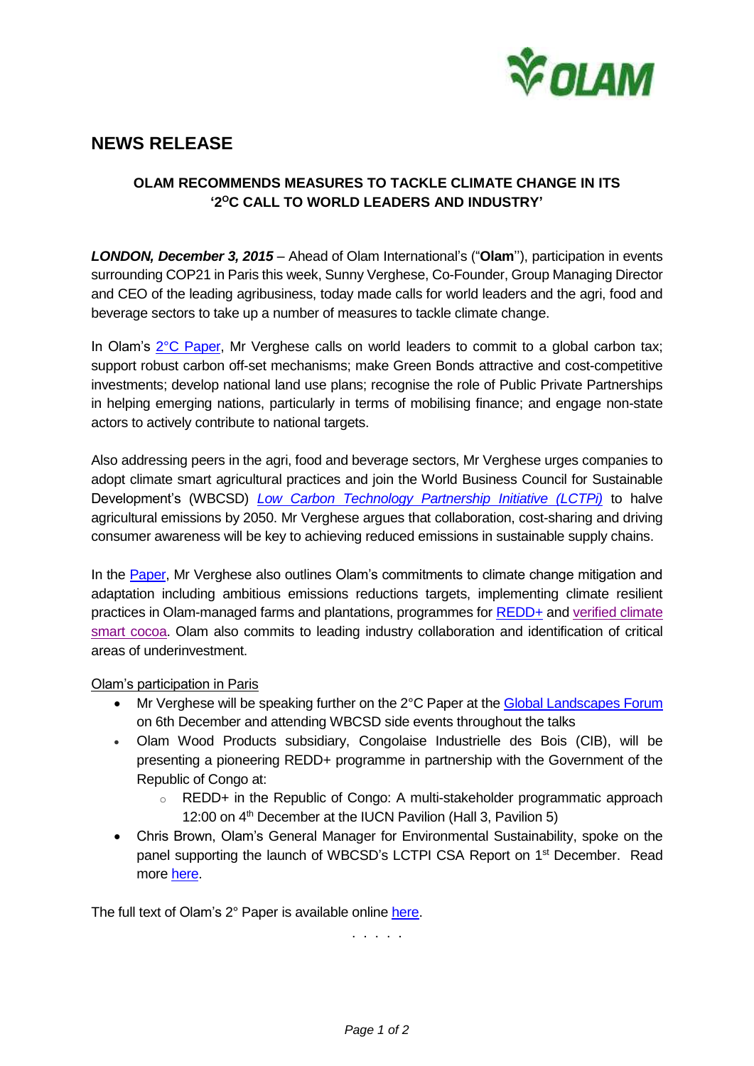# NEWS RELEASE

## OLAM RECOMMENDS MEASURES TO TACKLE CLIMATE CHANGE IN ITS '2$^{O}$C CALL TO WORLD LEADERS AND INDUSTRY'

***LONDON, December 3, 2015*** – Ahead of Olam International's ("**Olam**''), participation in events surrounding COP21 in Paris this week, Sunny Verghese, Co-Founder, Group Managing Director and CEO of the leading agribusiness, today made calls for world leaders and the agri, food and beverage sectors to take up a number of measures to tackle climate change.

In Olam's 2°C Paper, Mr Verghese calls on world leaders to commit to a global carbon tax; support robust carbon off-set mechanisms; make Green Bonds attractive and cost-competitive investments; develop national land use plans; recognise the role of Public Private Partnerships in helping emerging nations, particularly in terms of mobilising finance; and engage non-state actors to actively contribute to national targets.

Also addressing peers in the agri, food and beverage sectors, Mr Verghese urges companies to adopt climate smart agricultural practices and join the World Business Council for Sustainable Development's (WBCSD) *Low Carbon Technology Partnership Initiative (LCTPi)* to halve agricultural emissions by 2050. Mr Verghese argues that collaboration, cost-sharing and driving consumer awareness will be key to achieving reduced emissions in sustainable supply chains.

In the Paper, Mr Verghese also outlines Olam's commitments to climate change mitigation and adaptation including ambitious emissions reductions targets, implementing climate resilient practices in Olam-managed farms and plantations, programmes for REDD+ and verified climate smart cocoa. Olam also commits to leading industry collaboration and identification of critical areas of underinvestment.

Olam's participation in Paris

- Mr Verghese will be speaking further on the 2°C Paper at the Global Landscapes Forum on 6th December and attending WBCSD side events throughout the talks
- Olam Wood Products subsidiary, Congolaise Industrielle des Bois (CIB), will be presenting a pioneering REDD+ programme in partnership with the Government of the Republic of Congo at:
  - REDD+ in the Republic of Congo: A multi-stakeholder programmatic approach 12:00 on 4th December at the IUCN Pavilion (Hall 3, Pavilion 5)
- Chris Brown, Olam's General Manager for Environmental Sustainability, spoke on the panel supporting the launch of WBCSD's LCTPI CSA Report on 1st December. Read more here.

The full text of Olam's 2° Paper is available online here.

. . . . .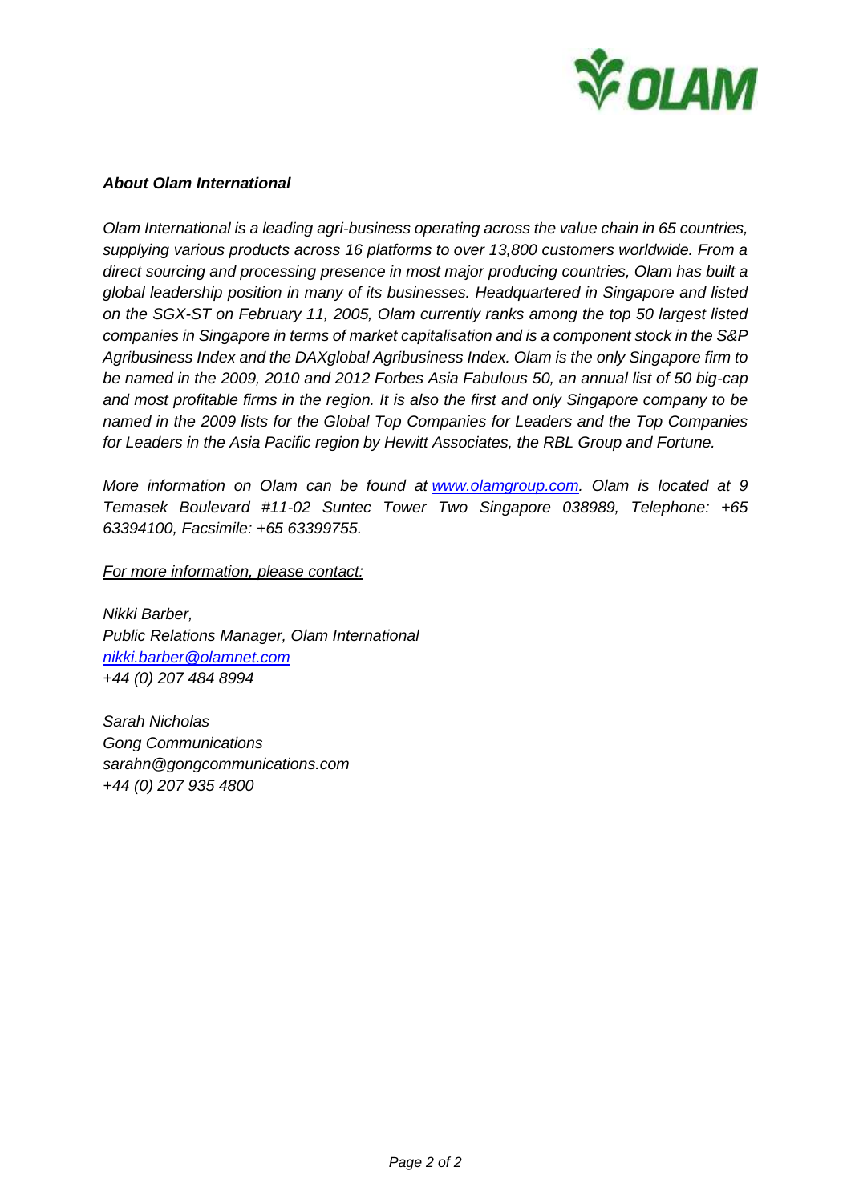***About Olam International***

*Olam International is a leading agri-business operating across the value chain in 65 countries, supplying various products across 16 platforms to over 13,800 customers worldwide. From a direct sourcing and processing presence in most major producing countries, Olam has built a global leadership position in many of its businesses. Headquartered in Singapore and listed on the SGX-ST on February 11, 2005, Olam currently ranks among the top 50 largest listed companies in Singapore in terms of market capitalisation and is a component stock in the S&P Agribusiness Index and the DAXglobal Agribusiness Index. Olam is the only Singapore firm to be named in the 2009, 2010 and 2012 Forbes Asia Fabulous 50, an annual list of 50 big-cap and most profitable firms in the region. It is also the first and only Singapore company to be named in the 2009 lists for the Global Top Companies for Leaders and the Top Companies for Leaders in the Asia Pacific region by Hewitt Associates, the RBL Group and Fortune.*

*More information on Olam can be found at [www.olamgroup.com](http://www.olamgroup.com). Olam is located at 9 Temasek Boulevard #11-02 Suntec Tower Two Singapore 038989, Telephone: +65 63394100, Facsimile: +65 63399755.*

*For more information, please contact:*

*Nikki Barber,*
*Public Relations Manager, Olam International*
*[nikki.barber@olamnet.com](mailto:nikki.barber@olamnet.com)*
*+44 (0) 207 484 8994*

*Sarah Nicholas*
*Gong Communications*
*sarahn@gongcommunications.com*
*+44 (0) 207 935 4800*